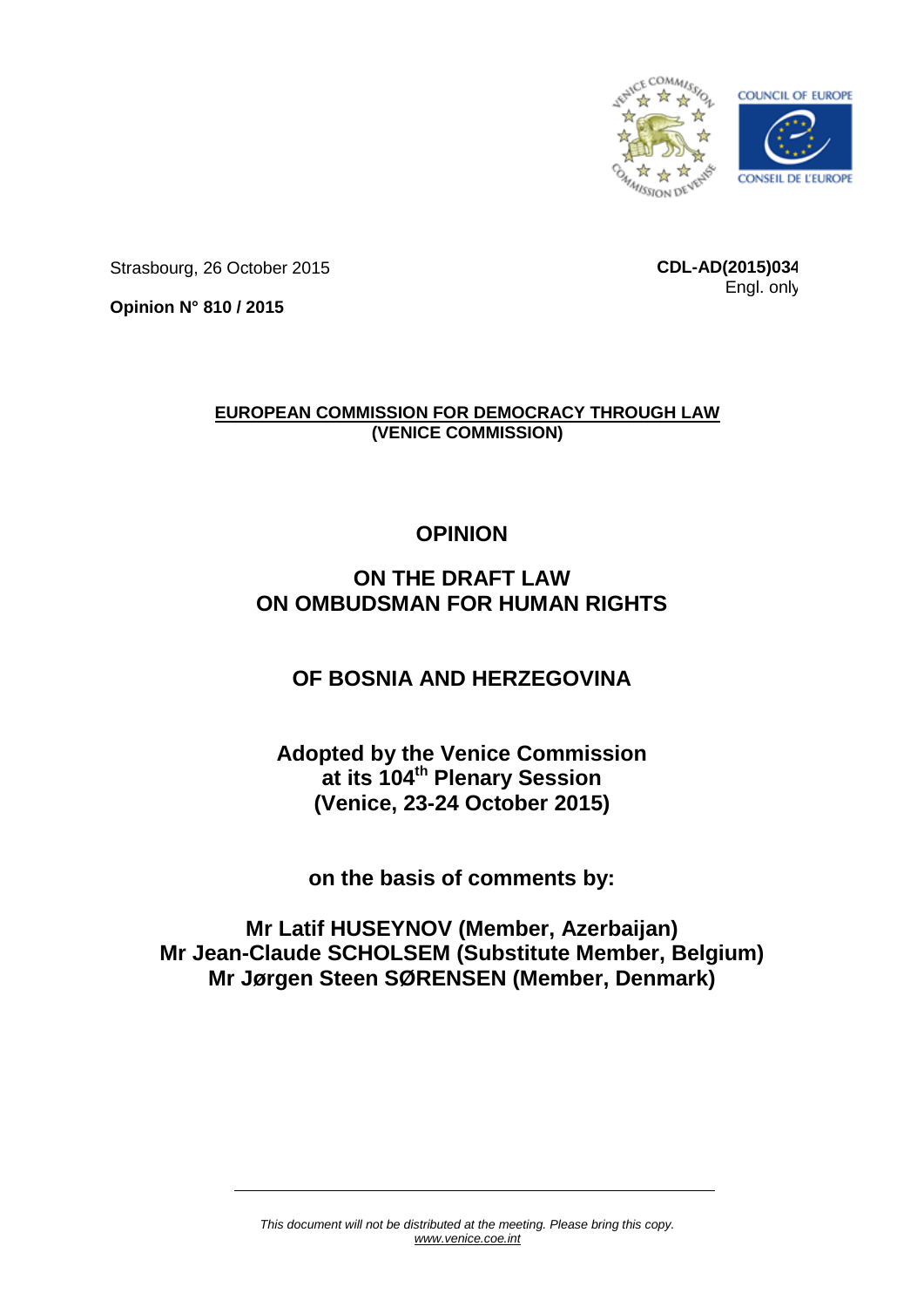Strasbourg, 26 October 2015

**CDL-AD(2015)034**
Engl. only

**Opinion N° 810 / 2015**

**EUROPEAN COMMISSION FOR DEMOCRACY THROUGH LAW**
**(VENICE COMMISSION)**

# OPINION

# ON THE DRAFT LAW ON OMBUDSMAN FOR HUMAN RIGHTS

# OF BOSNIA AND HERZEGOVINA

**Adopted by the Venice Commission at its 104th Plenary Session (Venice, 23-24 October 2015)**

**on the basis of comments by:**

**Mr Latif HUSEYNOV (Member, Azerbaijan)**
**Mr Jean-Claude SCHOLSEM (Substitute Member, Belgium)**
**Mr Jørgen Steen SØRENSEN (Member, Denmark)**

*This document will not be distributed at the meeting. Please bring this copy.*
*www.venice.coe.int*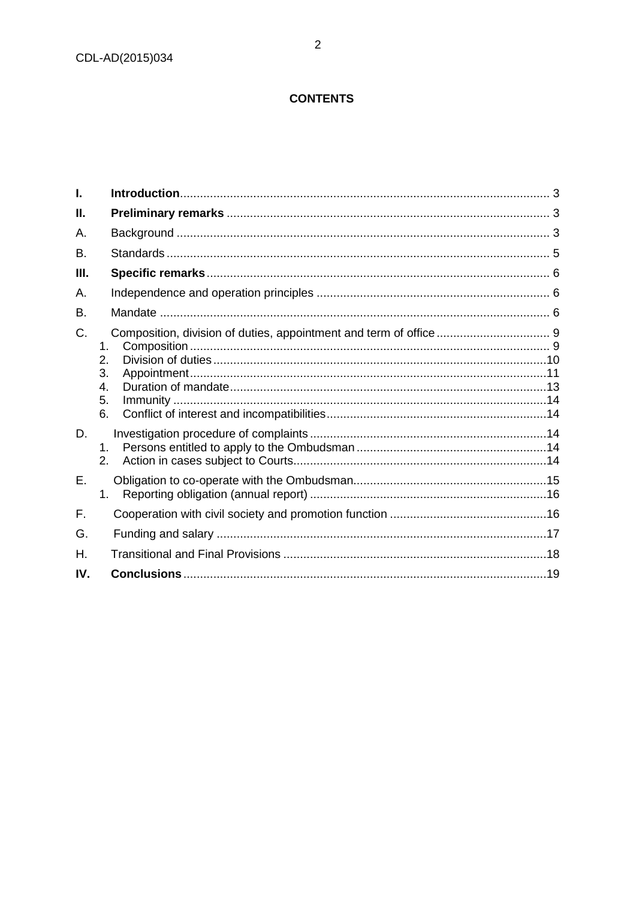**CONTENTS**

| | | |
|---|---|---|
| **I.** | **Introduction** | 3 |
| **II.** | **Preliminary remarks** | 3 |
| A. | Background | 3 |
| B. | Standards | 5 |
| **III.** | **Specific remarks** | 6 |
| A. | Independence and operation principles | 6 |
| B. | Mandate | 6 |
| C. | Composition, division of duties, appointment and term of office | 9 |
| | 1. Composition | 9 |
| | 2. Division of duties | 10 |
| | 3. Appointment | 11 |
| | 4. Duration of mandate | 13 |
| | 5. Immunity | 14 |
| | 6. Conflict of interest and incompatibilities | 14 |
| D. | Investigation procedure of complaints | 14 |
| | 1. Persons entitled to apply to the Ombudsman | 14 |
| | 2. Action in cases subject to Courts | 14 |
| E. | Obligation to co-operate with the Ombudsman | 15 |
| | 1. Reporting obligation (annual report) | 16 |
| F. | Cooperation with civil society and promotion function | 16 |
| G. | Funding and salary | 17 |
| H. | Transitional and Final Provisions | 18 |
| **IV.** | **Conclusions** | 19 |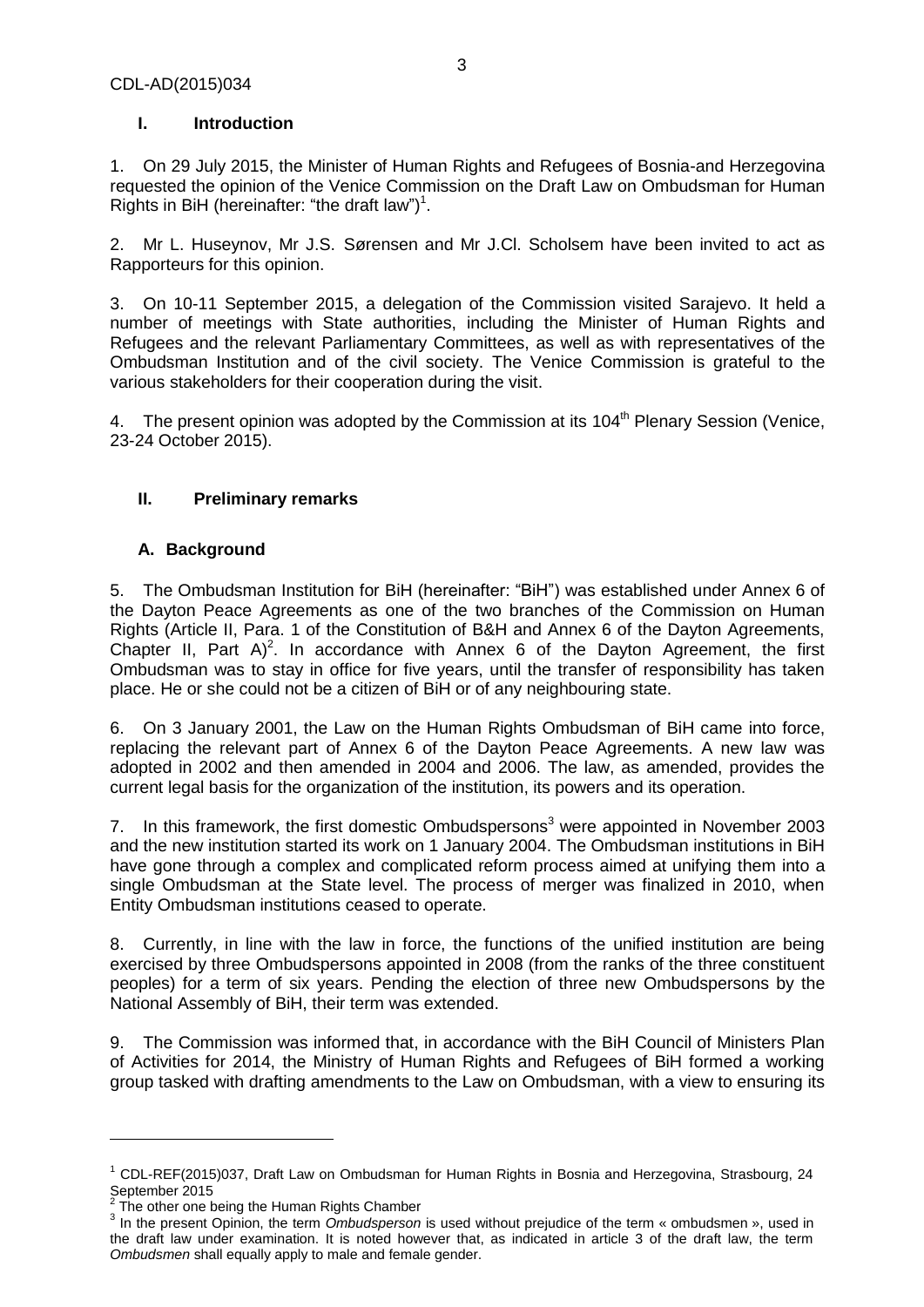## I. Introduction

1. On 29 July 2015, the Minister of Human Rights and Refugees of Bosnia-and Herzegovina requested the opinion of the Venice Commission on the Draft Law on Ombudsman for Human Rights in BiH (hereinafter: "the draft law")[1].

2. Mr L. Huseynov, Mr J.S. Sørensen and Mr J.Cl. Scholsem have been invited to act as Rapporteurs for this opinion.

3. On 10-11 September 2015, a delegation of the Commission visited Sarajevo. It held a number of meetings with State authorities, including the Minister of Human Rights and Refugees and the relevant Parliamentary Committees, as well as with representatives of the Ombudsman Institution and of the civil society. The Venice Commission is grateful to the various stakeholders for their cooperation during the visit.

4. The present opinion was adopted by the Commission at its 104th Plenary Session (Venice, 23-24 October 2015).

## II. Preliminary remarks

### A. Background

5. The Ombudsman Institution for BiH (hereinafter: "BiH") was established under Annex 6 of the Dayton Peace Agreements as one of the two branches of the Commission on Human Rights (Article II, Para. 1 of the Constitution of B&H and Annex 6 of the Dayton Agreements, Chapter II, Part A)[2]. In accordance with Annex 6 of the Dayton Agreement, the first Ombudsman was to stay in office for five years, until the transfer of responsibility has taken place. He or she could not be a citizen of BiH or of any neighbouring state.

6. On 3 January 2001, the Law on the Human Rights Ombudsman of BiH came into force, replacing the relevant part of Annex 6 of the Dayton Peace Agreements. A new law was adopted in 2002 and then amended in 2004 and 2006. The law, as amended, provides the current legal basis for the organization of the institution, its powers and its operation.

7. In this framework, the first domestic Ombudspersons[3] were appointed in November 2003 and the new institution started its work on 1 January 2004. The Ombudsman institutions in BiH have gone through a complex and complicated reform process aimed at unifying them into a single Ombudsman at the State level. The process of merger was finalized in 2010, when Entity Ombudsman institutions ceased to operate.

8. Currently, in line with the law in force, the functions of the unified institution are being exercised by three Ombudspersons appointed in 2008 (from the ranks of the three constituent peoples) for a term of six years. Pending the election of three new Ombudspersons by the National Assembly of BiH, their term was extended.

9. The Commission was informed that, in accordance with the BiH Council of Ministers Plan of Activities for 2014, the Ministry of Human Rights and Refugees of BiH formed a working group tasked with drafting amendments to the Law on Ombudsman, with a view to ensuring its

---

[1] CDL-REF(2015)037, Draft Law on Ombudsman for Human Rights in Bosnia and Herzegovina, Strasbourg, 24 September 2015

[2] The other one being the Human Rights Chamber

[3] In the present Opinion, the term *Ombudsperson* is used without prejudice of the term « ombudsmen », used in the draft law under examination. It is noted however that, as indicated in article 3 of the draft law, the term *Ombudsmen* shall equally apply to male and female gender.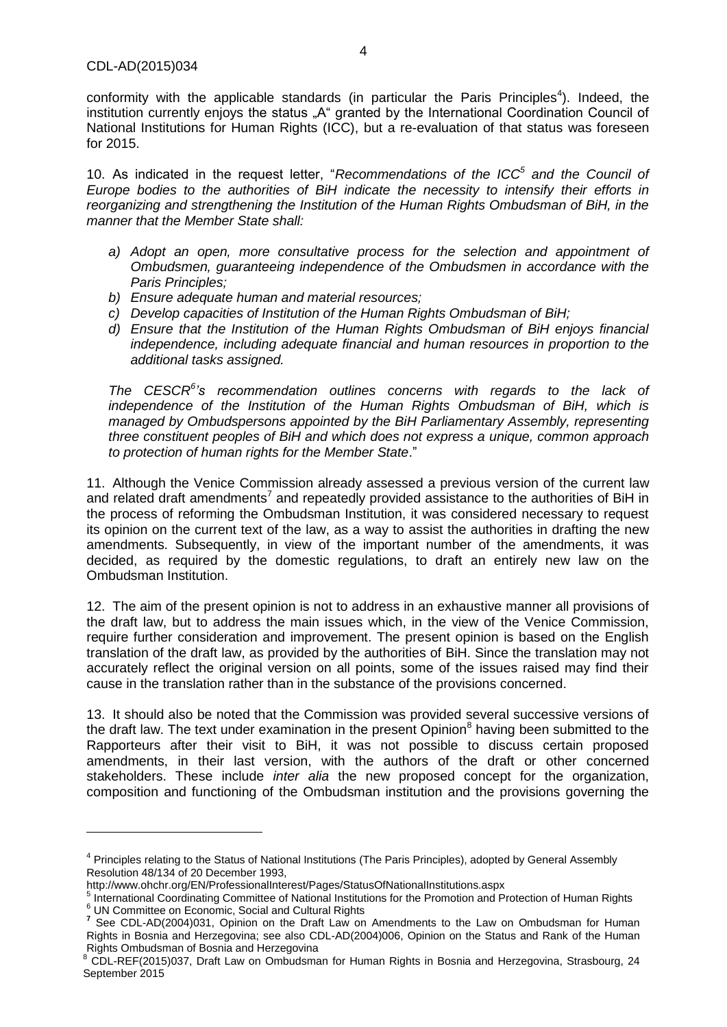conformity with the applicable standards (in particular the Paris Principles[4]). Indeed, the institution currently enjoys the status „A" granted by the International Coordination Council of National Institutions for Human Rights (ICC), but a re-evaluation of that status was foreseen for 2015.

10. As indicated in the request letter, "*Recommendations of the ICC[5] and the Council of Europe bodies to the authorities of BiH indicate the necessity to intensify their efforts in reorganizing and strengthening the Institution of the Human Rights Ombudsman of BiH, in the manner that the Member State shall:*

- *a) Adopt an open, more consultative process for the selection and appointment of Ombudsmen, guaranteeing independence of the Ombudsmen in accordance with the Paris Principles;*
- *b) Ensure adequate human and material resources;*
- *c) Develop capacities of Institution of the Human Rights Ombudsman of BiH;*
- *d) Ensure that the Institution of the Human Rights Ombudsman of BiH enjoys financial independence, including adequate financial and human resources in proportion to the additional tasks assigned.*

*The CESCR[6]'s recommendation outlines concerns with regards to the lack of independence of the Institution of the Human Rights Ombudsman of BiH, which is managed by Ombudspersons appointed by the BiH Parliamentary Assembly, representing three constituent peoples of BiH and which does not express a unique, common approach to protection of human rights for the Member State*."

11. Although the Venice Commission already assessed a previous version of the current law and related draft amendments[7] and repeatedly provided assistance to the authorities of BiH in the process of reforming the Ombudsman Institution, it was considered necessary to request its opinion on the current text of the law, as a way to assist the authorities in drafting the new amendments. Subsequently, in view of the important number of the amendments, it was decided, as required by the domestic regulations, to draft an entirely new law on the Ombudsman Institution.

12. The aim of the present opinion is not to address in an exhaustive manner all provisions of the draft law, but to address the main issues which, in the view of the Venice Commission, require further consideration and improvement. The present opinion is based on the English translation of the draft law, as provided by the authorities of BiH. Since the translation may not accurately reflect the original version on all points, some of the issues raised may find their cause in the translation rather than in the substance of the provisions concerned.

13. It should also be noted that the Commission was provided several successive versions of the draft law. The text under examination in the present Opinion[8] having been submitted to the Rapporteurs after their visit to BiH, it was not possible to discuss certain proposed amendments, in their last version, with the authors of the draft or other concerned stakeholders. These include *inter alia* the new proposed concept for the organization, composition and functioning of the Ombudsman institution and the provisions governing the

---

[4] Principles relating to the Status of National Institutions (The Paris Principles), adopted by General Assembly Resolution 48/134 of 20 December 1993, http://www.ohchr.org/EN/ProfessionalInterest/Pages/StatusOfNationalInstitutions.aspx

[5] International Coordinating Committee of National Institutions for the Promotion and Protection of Human Rights

[6] UN Committee on Economic, Social and Cultural Rights

[7] See CDL-AD(2004)031, Opinion on the Draft Law on Amendments to the Law on Ombudsman for Human Rights in Bosnia and Herzegovina; see also CDL-AD(2004)006, Opinion on the Status and Rank of the Human Rights Ombudsman of Bosnia and Herzegovina

[8] CDL-REF(2015)037, Draft Law on Ombudsman for Human Rights in Bosnia and Herzegovina, Strasbourg, 24 September 2015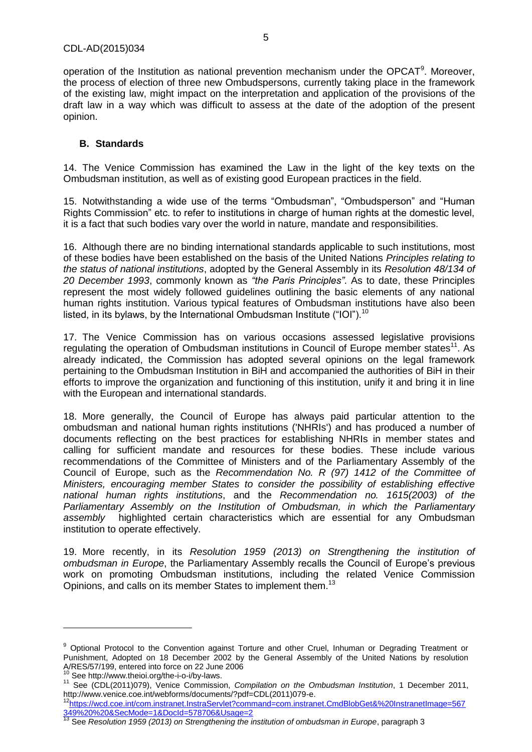operation of the Institution as national prevention mechanism under the OPCAT[9]. Moreover, the process of election of three new Ombudspersons, currently taking place in the framework of the existing law, might impact on the interpretation and application of the provisions of the draft law in a way which was difficult to assess at the date of the adoption of the present opinion.

### B. Standards

14. The Venice Commission has examined the Law in the light of the key texts on the Ombudsman institution, as well as of existing good European practices in the field.

15. Notwithstanding a wide use of the terms "Ombudsman", "Ombudsperson" and "Human Rights Commission" etc. to refer to institutions in charge of human rights at the domestic level, it is a fact that such bodies vary over the world in nature, mandate and responsibilities.

16. Although there are no binding international standards applicable to such institutions, most of these bodies have been established on the basis of the United Nations *Principles relating to the status of national institutions*, adopted by the General Assembly in its *Resolution 48/134 of 20 December 1993*, commonly known as *"the Paris Principles"*. As to date, these Principles represent the most widely followed guidelines outlining the basic elements of any national human rights institution. Various typical features of Ombudsman institutions have also been listed, in its bylaws, by the International Ombudsman Institute ("IOI").[10]

17. The Venice Commission has on various occasions assessed legislative provisions regulating the operation of Ombudsman institutions in Council of Europe member states[11]. As already indicated, the Commission has adopted several opinions on the legal framework pertaining to the Ombudsman Institution in BiH and accompanied the authorities of BiH in their efforts to improve the organization and functioning of this institution, unify it and bring it in line with the European and international standards.

18. More generally, the Council of Europe has always paid particular attention to the ombudsman and national human rights institutions ('NHRIs') and has produced a number of documents reflecting on the best practices for establishing NHRIs in member states and calling for sufficient mandate and resources for these bodies. These include various recommendations of the Committee of Ministers and of the Parliamentary Assembly of the Council of Europe, such as the *Recommendation No. R (97) 1412 of the Committee of Ministers, encouraging member States to consider the possibility of establishing effective national human rights institutions*, and the *Recommendation no. 1615(2003) of the Parliamentary Assembly on the Institution of Ombudsman, in which the Parliamentary assembly* highlighted certain characteristics which are essential for any Ombudsman institution to operate effectively.

19. More recently, in its *Resolution 1959 (2013) on Strengthening the institution of ombudsman in Europe*, the Parliamentary Assembly recalls the Council of Europe's previous work on promoting Ombudsman institutions, including the related Venice Commission Opinions, and calls on its member States to implement them.[13]

---

[9] Optional Protocol to the Convention against Torture and other Cruel, Inhuman or Degrading Treatment or Punishment, Adopted on 18 December 2002 by the General Assembly of the United Nations by resolution A/RES/57/199, entered into force on 22 June 2006

[10] See http://www.theioi.org/the-i-o-i/by-laws.

[11] See (CDL(2011)079), Venice Commission, *Compilation on the Ombudsman Institution*, 1 December 2011, http://www.venice.coe.int/webforms/documents/?pdf=CDL(2011)079-e.

[12] https://wcd.coe.int/com.instranet.InstraServlet?command=com.instranet.CmdBlobGet&%20InstranetImage=567349%20%20&SecMode=1&DocId=578706&Usage=2

[13] See *Resolution 1959 (2013) on Strengthening the institution of ombudsman in Europe*, paragraph 3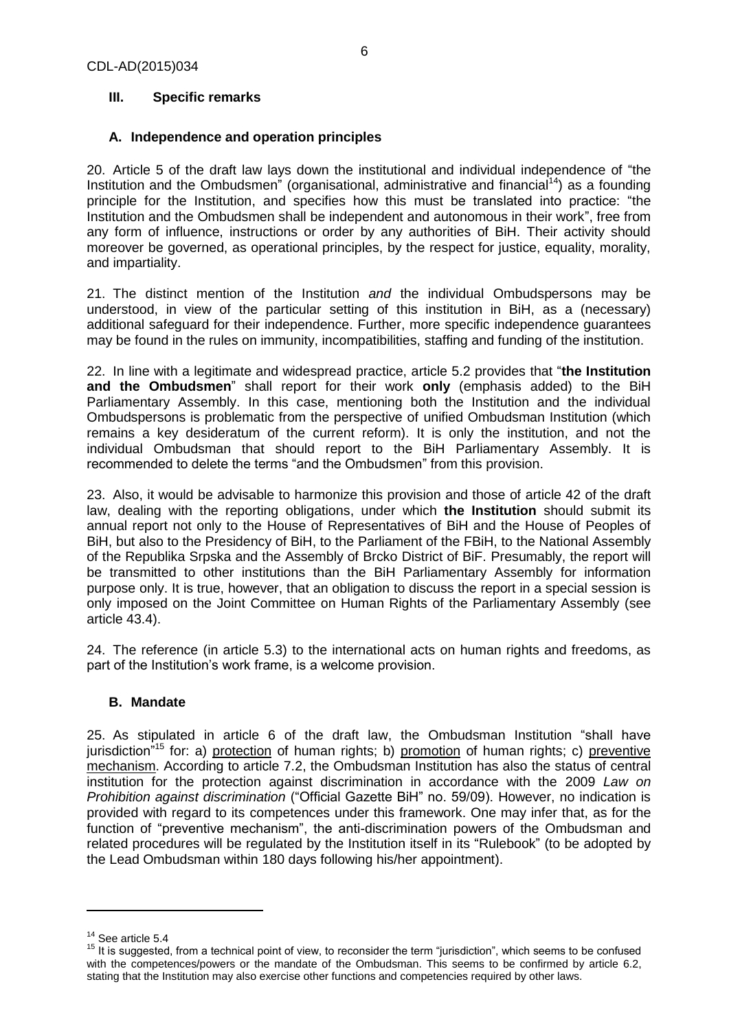## III. Specific remarks

### A. Independence and operation principles

20. Article 5 of the draft law lays down the institutional and individual independence of "the Institution and the Ombudsmen" (organisational, administrative and financial[14]) as a founding principle for the Institution, and specifies how this must be translated into practice: "the Institution and the Ombudsmen shall be independent and autonomous in their work", free from any form of influence, instructions or order by any authorities of BiH. Their activity should moreover be governed, as operational principles, by the respect for justice, equality, morality, and impartiality.

21. The distinct mention of the Institution *and* the individual Ombudspersons may be understood, in view of the particular setting of this institution in BiH, as a (necessary) additional safeguard for their independence. Further, more specific independence guarantees may be found in the rules on immunity, incompatibilities, staffing and funding of the institution.

22. In line with a legitimate and widespread practice, article 5.2 provides that "**the Institution and the Ombudsmen**" shall report for their work **only** (emphasis added) to the BiH Parliamentary Assembly. In this case, mentioning both the Institution and the individual Ombudspersons is problematic from the perspective of unified Ombudsman Institution (which remains a key desideratum of the current reform). It is only the institution, and not the individual Ombudsman that should report to the BiH Parliamentary Assembly. It is recommended to delete the terms "and the Ombudsmen" from this provision.

23. Also, it would be advisable to harmonize this provision and those of article 42 of the draft law, dealing with the reporting obligations, under which **the Institution** should submit its annual report not only to the House of Representatives of BiH and the House of Peoples of BiH, but also to the Presidency of BiH, to the Parliament of the FBiH, to the National Assembly of the Republika Srpska and the Assembly of Brcko District of BiF. Presumably, the report will be transmitted to other institutions than the BiH Parliamentary Assembly for information purpose only. It is true, however, that an obligation to discuss the report in a special session is only imposed on the Joint Committee on Human Rights of the Parliamentary Assembly (see article 43.4).

24. The reference (in article 5.3) to the international acts on human rights and freedoms, as part of the Institution's work frame, is a welcome provision.

### B. Mandate

25. As stipulated in article 6 of the draft law, the Ombudsman Institution "shall have jurisdiction"[15] for: a) protection of human rights; b) promotion of human rights; c) preventive mechanism. According to article 7.2, the Ombudsman Institution has also the status of central institution for the protection against discrimination in accordance with the 2009 *Law on Prohibition against discrimination* ("Official Gazette BiH" no. 59/09). However, no indication is provided with regard to its competences under this framework. One may infer that, as for the function of "preventive mechanism", the anti-discrimination powers of the Ombudsman and related procedures will be regulated by the Institution itself in its "Rulebook" (to be adopted by the Lead Ombudsman within 180 days following his/her appointment).

---

[14] See article 5.4

[15] It is suggested, from a technical point of view, to reconsider the term "jurisdiction", which seems to be confused with the competences/powers or the mandate of the Ombudsman. This seems to be confirmed by article 6.2, stating that the Institution may also exercise other functions and competencies required by other laws.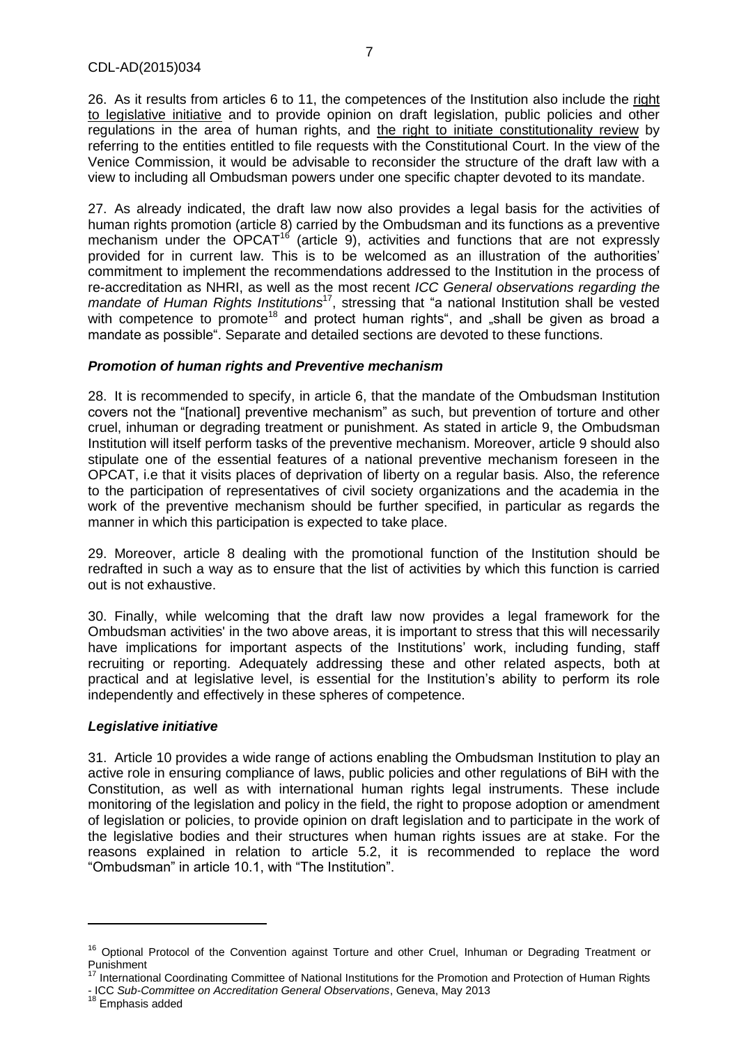26. As it results from articles 6 to 11, the competences of the Institution also include the right to legislative initiative and to provide opinion on draft legislation, public policies and other regulations in the area of human rights, and the right to initiate constitutionality review by referring to the entities entitled to file requests with the Constitutional Court. In the view of the Venice Commission, it would be advisable to reconsider the structure of the draft law with a view to including all Ombudsman powers under one specific chapter devoted to its mandate.

27. As already indicated, the draft law now also provides a legal basis for the activities of human rights promotion (article 8) carried by the Ombudsman and its functions as a preventive mechanism under the OPCAT[16] (article 9), activities and functions that are not expressly provided for in current law. This is to be welcomed as an illustration of the authorities' commitment to implement the recommendations addressed to the Institution in the process of re-accreditation as NHRI, as well as the most recent *ICC General observations regarding the mandate of Human Rights Institutions*[17], stressing that "a national Institution shall be vested with competence to promote[18] and protect human rights", and „shall be given as broad a mandate as possible". Separate and detailed sections are devoted to these functions.

### *Promotion of human rights and Preventive mechanism*

28. It is recommended to specify, in article 6, that the mandate of the Ombudsman Institution covers not the "[national] preventive mechanism" as such, but prevention of torture and other cruel, inhuman or degrading treatment or punishment. As stated in article 9, the Ombudsman Institution will itself perform tasks of the preventive mechanism. Moreover, article 9 should also stipulate one of the essential features of a national preventive mechanism foreseen in the OPCAT, i.e that it visits places of deprivation of liberty on a regular basis. Also, the reference to the participation of representatives of civil society organizations and the academia in the work of the preventive mechanism should be further specified, in particular as regards the manner in which this participation is expected to take place.

29. Moreover, article 8 dealing with the promotional function of the Institution should be redrafted in such a way as to ensure that the list of activities by which this function is carried out is not exhaustive.

30. Finally, while welcoming that the draft law now provides a legal framework for the Ombudsman activities' in the two above areas, it is important to stress that this will necessarily have implications for important aspects of the Institutions' work, including funding, staff recruiting or reporting. Adequately addressing these and other related aspects, both at practical and at legislative level, is essential for the Institution's ability to perform its role independently and effectively in these spheres of competence.

### *Legislative initiative*

31. Article 10 provides a wide range of actions enabling the Ombudsman Institution to play an active role in ensuring compliance of laws, public policies and other regulations of BiH with the Constitution, as well as with international human rights legal instruments. These include monitoring of the legislation and policy in the field, the right to propose adoption or amendment of legislation or policies, to provide opinion on draft legislation and to participate in the work of the legislative bodies and their structures when human rights issues are at stake. For the reasons explained in relation to article 5.2, it is recommended to replace the word "Ombudsman" in article 10.1, with "The Institution".

---

[16] Optional Protocol of the Convention against Torture and other Cruel, Inhuman or Degrading Treatment or Punishment

[17] International Coordinating Committee of National Institutions for the Promotion and Protection of Human Rights - ICC *Sub-Committee on Accreditation General Observations*, Geneva, May 2013

[18] Emphasis added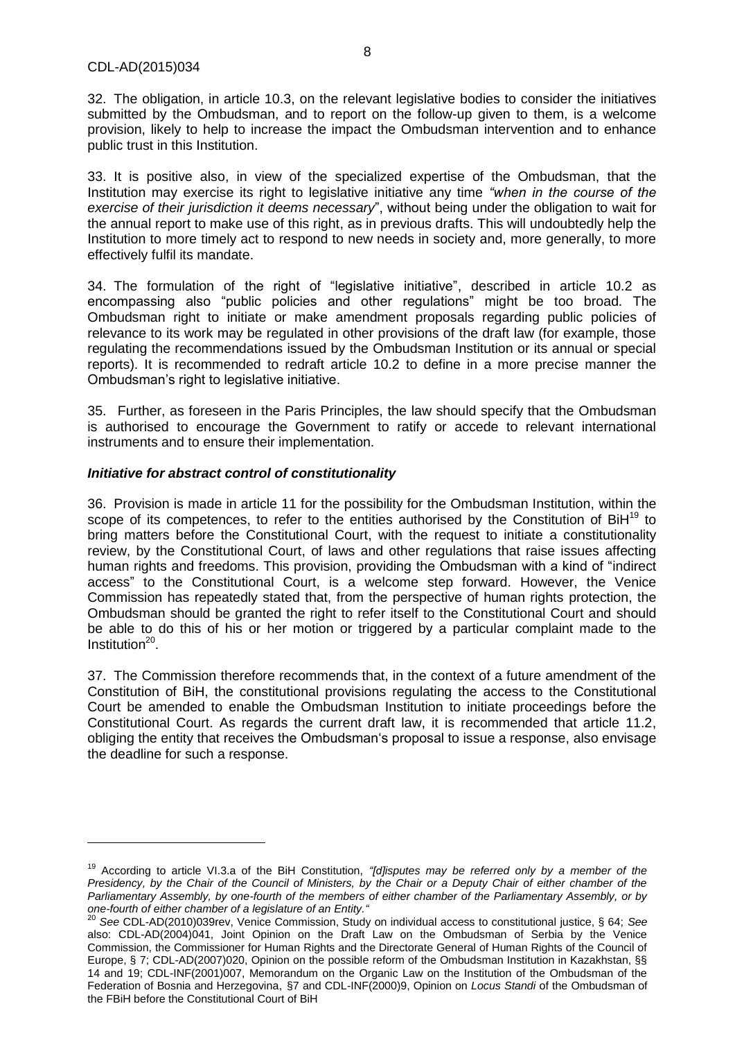32. The obligation, in article 10.3, on the relevant legislative bodies to consider the initiatives submitted by the Ombudsman, and to report on the follow-up given to them, is a welcome provision, likely to help to increase the impact the Ombudsman intervention and to enhance public trust in this Institution.

33. It is positive also, in view of the specialized expertise of the Ombudsman, that the Institution may exercise its right to legislative initiative any time *"when in the course of the exercise of their jurisdiction it deems necessary*", without being under the obligation to wait for the annual report to make use of this right, as in previous drafts. This will undoubtedly help the Institution to more timely act to respond to new needs in society and, more generally, to more effectively fulfil its mandate.

34. The formulation of the right of "legislative initiative", described in article 10.2 as encompassing also "public policies and other regulations" might be too broad. The Ombudsman right to initiate or make amendment proposals regarding public policies of relevance to its work may be regulated in other provisions of the draft law (for example, those regulating the recommendations issued by the Ombudsman Institution or its annual or special reports). It is recommended to redraft article 10.2 to define in a more precise manner the Ombudsman's right to legislative initiative.

35. Further, as foreseen in the Paris Principles, the law should specify that the Ombudsman is authorised to encourage the Government to ratify or accede to relevant international instruments and to ensure their implementation.

### *Initiative for abstract control of constitutionality*

36. Provision is made in article 11 for the possibility for the Ombudsman Institution, within the scope of its competences, to refer to the entities authorised by the Constitution of BiH[19] to bring matters before the Constitutional Court, with the request to initiate a constitutionality review, by the Constitutional Court, of laws and other regulations that raise issues affecting human rights and freedoms. This provision, providing the Ombudsman with a kind of "indirect access" to the Constitutional Court, is a welcome step forward. However, the Venice Commission has repeatedly stated that, from the perspective of human rights protection, the Ombudsman should be granted the right to refer itself to the Constitutional Court and should be able to do this of his or her motion or triggered by a particular complaint made to the Institution[20].

37. The Commission therefore recommends that, in the context of a future amendment of the Constitution of BiH, the constitutional provisions regulating the access to the Constitutional Court be amended to enable the Ombudsman Institution to initiate proceedings before the Constitutional Court. As regards the current draft law, it is recommended that article 11.2, obliging the entity that receives the Ombudsman's proposal to issue a response, also envisage the deadline for such a response.

---

[19] According to article VI.3.a of the BiH Constitution, *"[d]isputes may be referred only by a member of the Presidency, by the Chair of the Council of Ministers, by the Chair or a Deputy Chair of either chamber of the Parliamentary Assembly, by one-fourth of the members of either chamber of the Parliamentary Assembly, or by one-fourth of either chamber of a legislature of an Entity."*

[20] *See* CDL-AD(2010)039rev, Venice Commission, Study on individual access to constitutional justice, § 64; *See* also: CDL-AD(2004)041, Joint Opinion on the Draft Law on the Ombudsman of Serbia by the Venice Commission, the Commissioner for Human Rights and the Directorate General of Human Rights of the Council of Europe, § 7; CDL-AD(2007)020, Opinion on the possible reform of the Ombudsman Institution in Kazakhstan, §§ 14 and 19; CDL-INF(2001)007, Memorandum on the Organic Law on the Institution of the Ombudsman of the Federation of Bosnia and Herzegovina, §7 and CDL-INF(2000)9, Opinion on *Locus Standi* of the Ombudsman of the FBiH before the Constitutional Court of BiH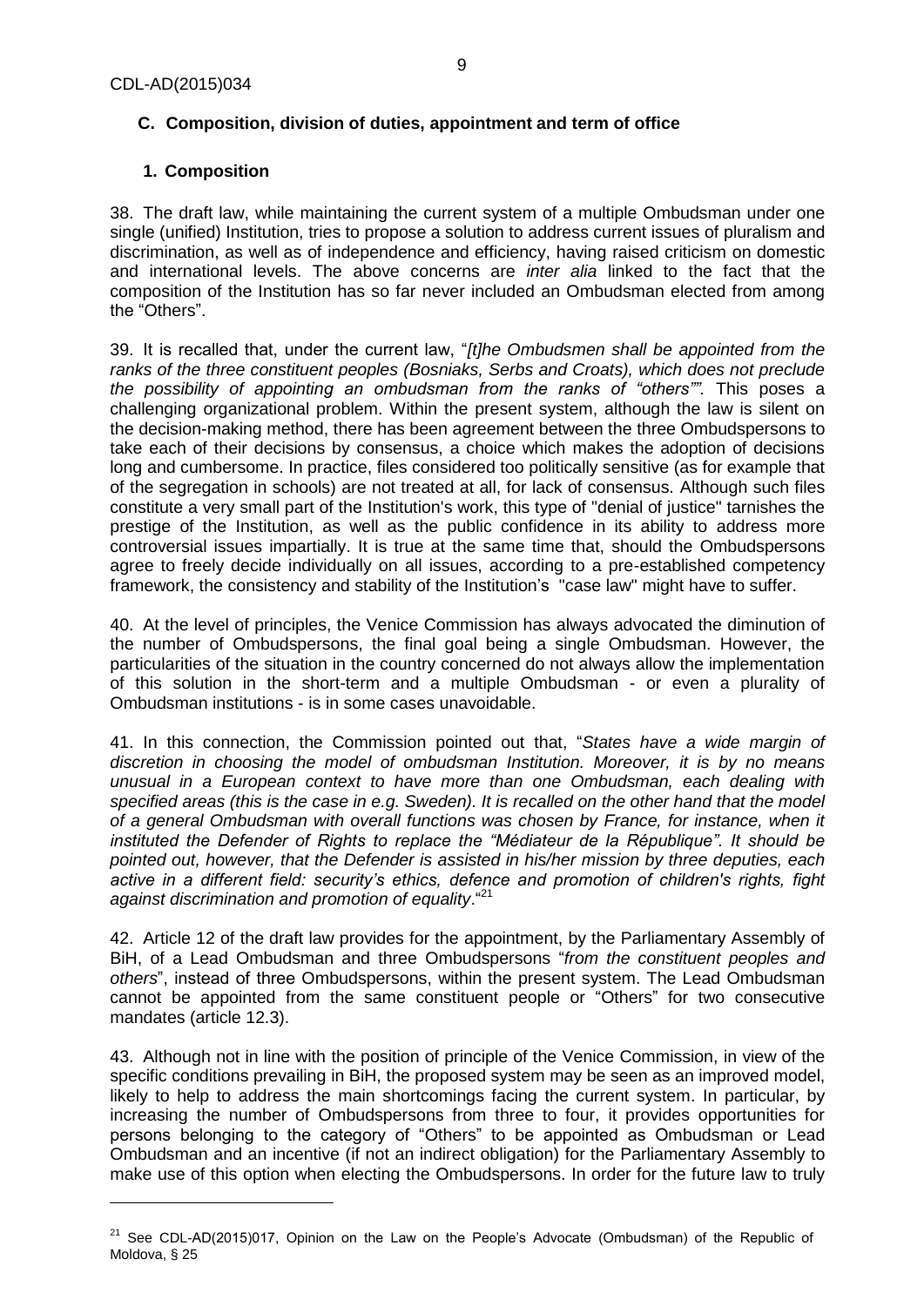## C. Composition, division of duties, appointment and term of office

### 1. Composition

38. The draft law, while maintaining the current system of a multiple Ombudsman under one single (unified) Institution, tries to propose a solution to address current issues of pluralism and discrimination, as well as of independence and efficiency, having raised criticism on domestic and international levels. The above concerns are *inter alia* linked to the fact that the composition of the Institution has so far never included an Ombudsman elected from among the "Others".

39. It is recalled that, under the current law, "*[t]he Ombudsmen shall be appointed from the ranks of the three constituent peoples (Bosniaks, Serbs and Croats), which does not preclude the possibility of appointing an ombudsman from the ranks of "others""*. This poses a challenging organizational problem. Within the present system, although the law is silent on the decision-making method, there has been agreement between the three Ombudspersons to take each of their decisions by consensus, a choice which makes the adoption of decisions long and cumbersome. In practice, files considered too politically sensitive (as for example that of the segregation in schools) are not treated at all, for lack of consensus. Although such files constitute a very small part of the Institution's work, this type of "denial of justice" tarnishes the prestige of the Institution, as well as the public confidence in its ability to address more controversial issues impartially. It is true at the same time that, should the Ombudspersons agree to freely decide individually on all issues, according to a pre-established competency framework, the consistency and stability of the Institution's "case law" might have to suffer.

40. At the level of principles, the Venice Commission has always advocated the diminution of the number of Ombudspersons, the final goal being a single Ombudsman. However, the particularities of the situation in the country concerned do not always allow the implementation of this solution in the short-term and a multiple Ombudsman - or even a plurality of Ombudsman institutions - is in some cases unavoidable.

41. In this connection, the Commission pointed out that, "*States have a wide margin of discretion in choosing the model of ombudsman Institution. Moreover, it is by no means unusual in a European context to have more than one Ombudsman, each dealing with specified areas (this is the case in e.g. Sweden). It is recalled on the other hand that the model of a general Ombudsman with overall functions was chosen by France, for instance, when it instituted the Defender of Rights to replace the "Médiateur de la République". It should be pointed out, however, that the Defender is assisted in his/her mission by three deputies, each active in a different field: security's ethics, defence and promotion of children's rights, fight against discrimination and promotion of equality*."[21]

42. Article 12 of the draft law provides for the appointment, by the Parliamentary Assembly of BiH, of a Lead Ombudsman and three Ombudspersons "*from the constituent peoples and others*", instead of three Ombudspersons, within the present system. The Lead Ombudsman cannot be appointed from the same constituent people or "Others" for two consecutive mandates (article 12.3).

43. Although not in line with the position of principle of the Venice Commission, in view of the specific conditions prevailing in BiH, the proposed system may be seen as an improved model, likely to help to address the main shortcomings facing the current system. In particular, by increasing the number of Ombudspersons from three to four, it provides opportunities for persons belonging to the category of "Others" to be appointed as Ombudsman or Lead Ombudsman and an incentive (if not an indirect obligation) for the Parliamentary Assembly to make use of this option when electing the Ombudspersons. In order for the future law to truly

---

[21] See CDL-AD(2015)017, Opinion on the Law on the People's Advocate (Ombudsman) of the Republic of Moldova, § 25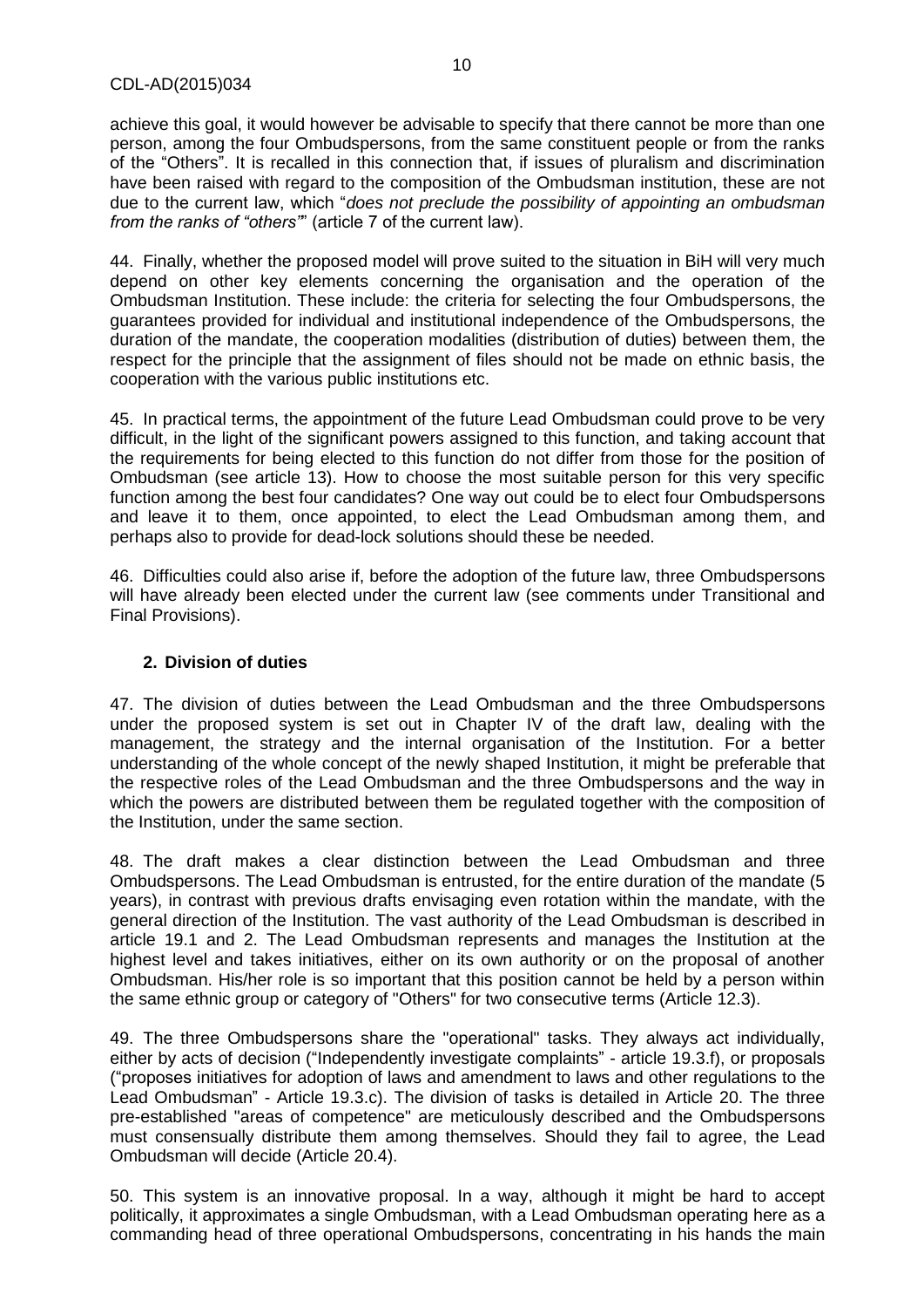achieve this goal, it would however be advisable to specify that there cannot be more than one person, among the four Ombudspersons, from the same constituent people or from the ranks of the "Others". It is recalled in this connection that, if issues of pluralism and discrimination have been raised with regard to the composition of the Ombudsman institution, these are not due to the current law, which "*does not preclude the possibility of appointing an ombudsman from the ranks of "others"*" (article 7 of the current law).

44. Finally, whether the proposed model will prove suited to the situation in BiH will very much depend on other key elements concerning the organisation and the operation of the Ombudsman Institution. These include: the criteria for selecting the four Ombudspersons, the guarantees provided for individual and institutional independence of the Ombudspersons, the duration of the mandate, the cooperation modalities (distribution of duties) between them, the respect for the principle that the assignment of files should not be made on ethnic basis, the cooperation with the various public institutions etc.

45. In practical terms, the appointment of the future Lead Ombudsman could prove to be very difficult, in the light of the significant powers assigned to this function, and taking account that the requirements for being elected to this function do not differ from those for the position of Ombudsman (see article 13). How to choose the most suitable person for this very specific function among the best four candidates? One way out could be to elect four Ombudspersons and leave it to them, once appointed, to elect the Lead Ombudsman among them, and perhaps also to provide for dead-lock solutions should these be needed.

46. Difficulties could also arise if, before the adoption of the future law, three Ombudspersons will have already been elected under the current law (see comments under Transitional and Final Provisions).

### 2. Division of duties

47. The division of duties between the Lead Ombudsman and the three Ombudspersons under the proposed system is set out in Chapter IV of the draft law, dealing with the management, the strategy and the internal organisation of the Institution. For a better understanding of the whole concept of the newly shaped Institution, it might be preferable that the respective roles of the Lead Ombudsman and the three Ombudspersons and the way in which the powers are distributed between them be regulated together with the composition of the Institution, under the same section.

48. The draft makes a clear distinction between the Lead Ombudsman and three Ombudspersons. The Lead Ombudsman is entrusted, for the entire duration of the mandate (5 years), in contrast with previous drafts envisaging even rotation within the mandate, with the general direction of the Institution. The vast authority of the Lead Ombudsman is described in article 19.1 and 2. The Lead Ombudsman represents and manages the Institution at the highest level and takes initiatives, either on its own authority or on the proposal of another Ombudsman. His/her role is so important that this position cannot be held by a person within the same ethnic group or category of "Others" for two consecutive terms (Article 12.3).

49. The three Ombudspersons share the "operational" tasks. They always act individually, either by acts of decision ("Independently investigate complaints" - article 19.3.f), or proposals ("proposes initiatives for adoption of laws and amendment to laws and other regulations to the Lead Ombudsman" - Article 19.3.c). The division of tasks is detailed in Article 20. The three pre-established "areas of competence" are meticulously described and the Ombudspersons must consensually distribute them among themselves. Should they fail to agree, the Lead Ombudsman will decide (Article 20.4).

50. This system is an innovative proposal. In a way, although it might be hard to accept politically, it approximates a single Ombudsman, with a Lead Ombudsman operating here as a commanding head of three operational Ombudspersons, concentrating in his hands the main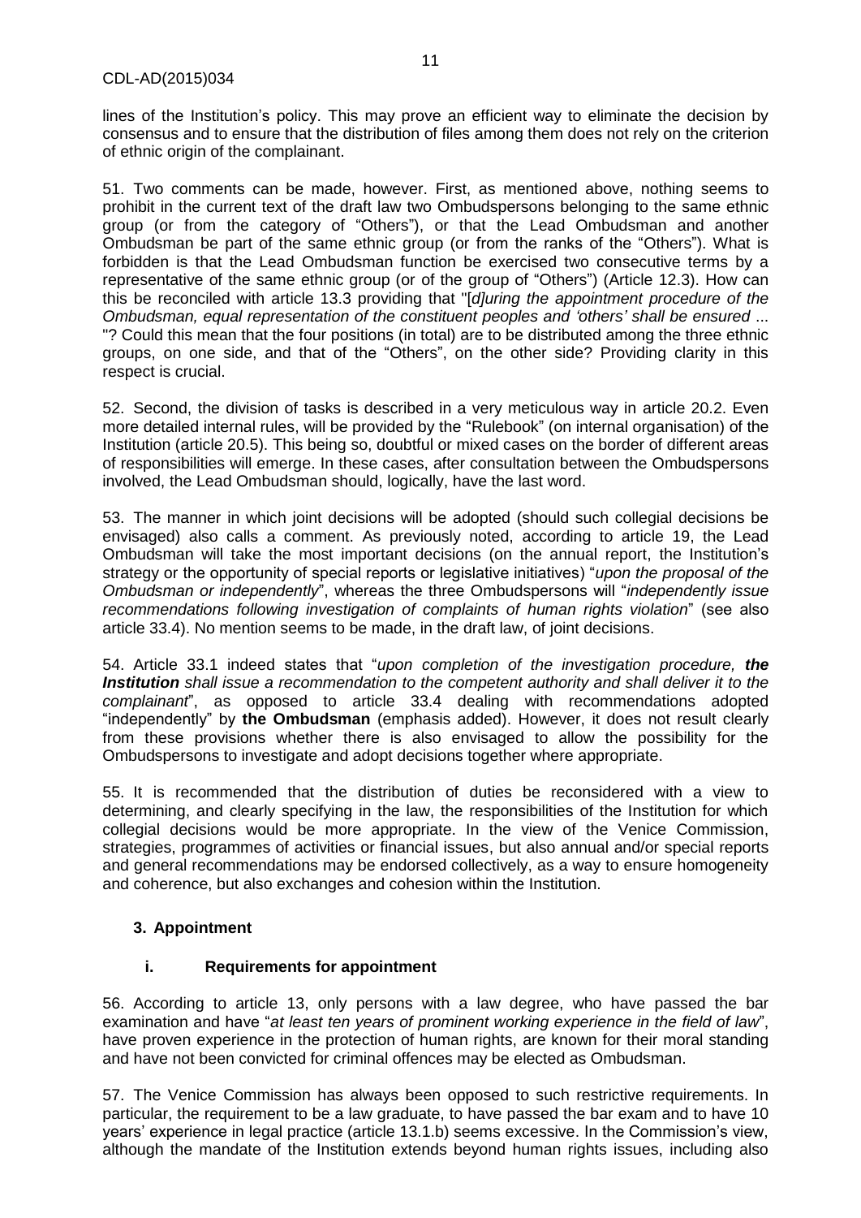lines of the Institution's policy. This may prove an efficient way to eliminate the decision by consensus and to ensure that the distribution of files among them does not rely on the criterion of ethnic origin of the complainant.

51. Two comments can be made, however. First, as mentioned above, nothing seems to prohibit in the current text of the draft law two Ombudspersons belonging to the same ethnic group (or from the category of "Others"), or that the Lead Ombudsman and another Ombudsman be part of the same ethnic group (or from the ranks of the "Others"). What is forbidden is that the Lead Ombudsman function be exercised two consecutive terms by a representative of the same ethnic group (or of the group of "Others") (Article 12.3). How can this be reconciled with article 13.3 providing that "[*d]uring the appointment procedure of the Ombudsman, equal representation of the constituent peoples and 'others' shall be ensured* ... "? Could this mean that the four positions (in total) are to be distributed among the three ethnic groups, on one side, and that of the "Others", on the other side? Providing clarity in this respect is crucial.

52. Second, the division of tasks is described in a very meticulous way in article 20.2. Even more detailed internal rules, will be provided by the "Rulebook" (on internal organisation) of the Institution (article 20.5). This being so, doubtful or mixed cases on the border of different areas of responsibilities will emerge. In these cases, after consultation between the Ombudspersons involved, the Lead Ombudsman should, logically, have the last word.

53. The manner in which joint decisions will be adopted (should such collegial decisions be envisaged) also calls a comment. As previously noted, according to article 19, the Lead Ombudsman will take the most important decisions (on the annual report, the Institution's strategy or the opportunity of special reports or legislative initiatives) "*upon the proposal of the Ombudsman or independently*", whereas the three Ombudspersons will "*independently issue recommendations following investigation of complaints of human rights violation*" (see also article 33.4). No mention seems to be made, in the draft law, of joint decisions.

54. Article 33.1 indeed states that "*upon completion of the investigation procedure, **the Institution** shall issue a recommendation to the competent authority and shall deliver it to the complainant*", as opposed to article 33.4 dealing with recommendations adopted "independently" by **the Ombudsman** (emphasis added). However, it does not result clearly from these provisions whether there is also envisaged to allow the possibility for the Ombudspersons to investigate and adopt decisions together where appropriate.

55. It is recommended that the distribution of duties be reconsidered with a view to determining, and clearly specifying in the law, the responsibilities of the Institution for which collegial decisions would be more appropriate. In the view of the Venice Commission, strategies, programmes of activities or financial issues, but also annual and/or special reports and general recommendations may be endorsed collectively, as a way to ensure homogeneity and coherence, but also exchanges and cohesion within the Institution.

### 3. Appointment

#### i. Requirements for appointment

56. According to article 13, only persons with a law degree, who have passed the bar examination and have "*at least ten years of prominent working experience in the field of law*", have proven experience in the protection of human rights, are known for their moral standing and have not been convicted for criminal offences may be elected as Ombudsman.

57. The Venice Commission has always been opposed to such restrictive requirements. In particular, the requirement to be a law graduate, to have passed the bar exam and to have 10 years' experience in legal practice (article 13.1.b) seems excessive. In the Commission's view, although the mandate of the Institution extends beyond human rights issues, including also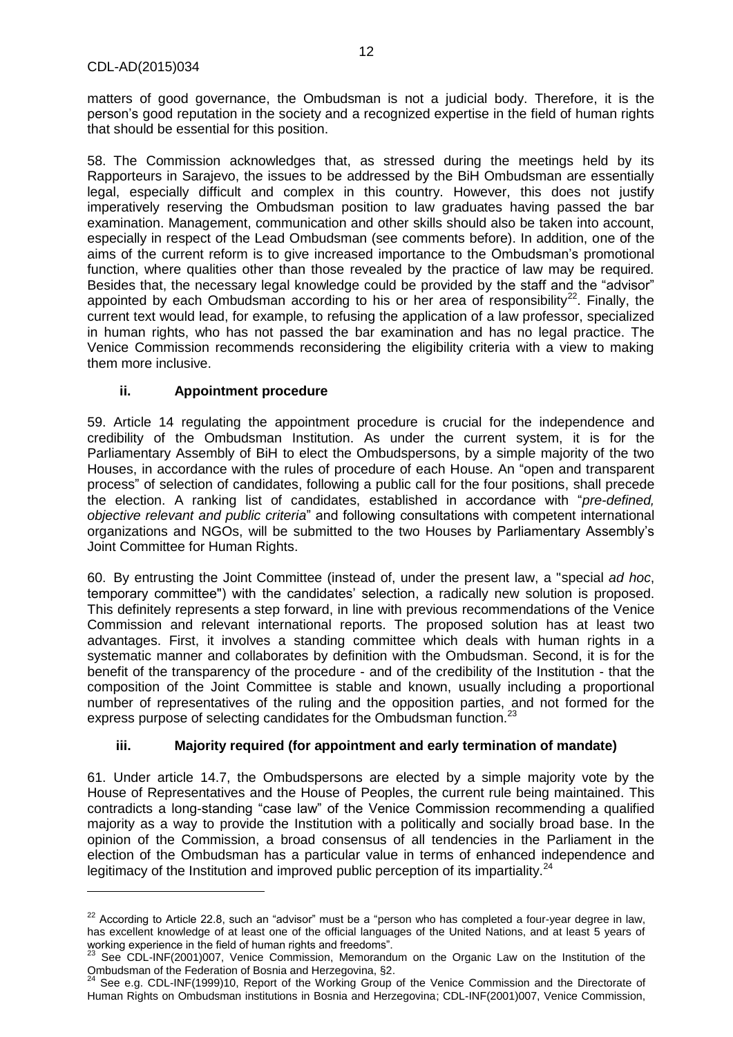matters of good governance, the Ombudsman is not a judicial body. Therefore, it is the person's good reputation in the society and a recognized expertise in the field of human rights that should be essential for this position.

58. The Commission acknowledges that, as stressed during the meetings held by its Rapporteurs in Sarajevo, the issues to be addressed by the BiH Ombudsman are essentially legal, especially difficult and complex in this country. However, this does not justify imperatively reserving the Ombudsman position to law graduates having passed the bar examination. Management, communication and other skills should also be taken into account, especially in respect of the Lead Ombudsman (see comments before). In addition, one of the aims of the current reform is to give increased importance to the Ombudsman's promotional function, where qualities other than those revealed by the practice of law may be required. Besides that, the necessary legal knowledge could be provided by the staff and the "advisor" appointed by each Ombudsman according to his or her area of responsibility[22]. Finally, the current text would lead, for example, to refusing the application of a law professor, specialized in human rights, who has not passed the bar examination and has no legal practice. The Venice Commission recommends reconsidering the eligibility criteria with a view to making them more inclusive.

### ii. Appointment procedure

59. Article 14 regulating the appointment procedure is crucial for the independence and credibility of the Ombudsman Institution. As under the current system, it is for the Parliamentary Assembly of BiH to elect the Ombudspersons, by a simple majority of the two Houses, in accordance with the rules of procedure of each House. An "open and transparent process" of selection of candidates, following a public call for the four positions, shall precede the election. A ranking list of candidates, established in accordance with "*pre-defined, objective relevant and public criteria*" and following consultations with competent international organizations and NGOs, will be submitted to the two Houses by Parliamentary Assembly's Joint Committee for Human Rights.

60. By entrusting the Joint Committee (instead of, under the present law, a "special *ad hoc*, temporary committee") with the candidates' selection, a radically new solution is proposed. This definitely represents a step forward, in line with previous recommendations of the Venice Commission and relevant international reports. The proposed solution has at least two advantages. First, it involves a standing committee which deals with human rights in a systematic manner and collaborates by definition with the Ombudsman. Second, it is for the benefit of the transparency of the procedure - and of the credibility of the Institution - that the composition of the Joint Committee is stable and known, usually including a proportional number of representatives of the ruling and the opposition parties, and not formed for the express purpose of selecting candidates for the Ombudsman function.[23]

### iii. Majority required (for appointment and early termination of mandate)

61. Under article 14.7, the Ombudspersons are elected by a simple majority vote by the House of Representatives and the House of Peoples, the current rule being maintained. This contradicts a long-standing "case law" of the Venice Commission recommending a qualified majority as a way to provide the Institution with a politically and socially broad base. In the opinion of the Commission, a broad consensus of all tendencies in the Parliament in the election of the Ombudsman has a particular value in terms of enhanced independence and legitimacy of the Institution and improved public perception of its impartiality.[24]

---

[22] According to Article 22.8, such an "advisor" must be a "person who has completed a four-year degree in law, has excellent knowledge of at least one of the official languages of the United Nations, and at least 5 years of working experience in the field of human rights and freedoms".

[23] See CDL-INF(2001)007, Venice Commission, Memorandum on the Organic Law on the Institution of the Ombudsman of the Federation of Bosnia and Herzegovina, §2.

[24] See e.g. CDL-INF(1999)10, Report of the Working Group of the Venice Commission and the Directorate of Human Rights on Ombudsman institutions in Bosnia and Herzegovina; CDL-INF(2001)007, Venice Commission,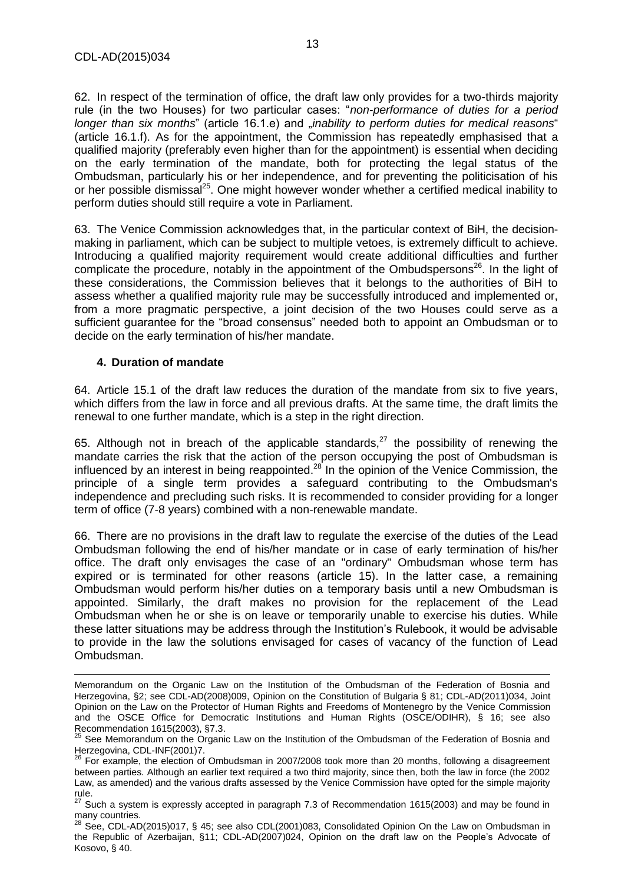62. In respect of the termination of office, the draft law only provides for a two-thirds majority rule (in the two Houses) for two particular cases: "*non-performance of duties for a period longer than six months*" (article 16.1.e) and „*inability to perform duties for medical reasons*" (article 16.1.f). As for the appointment, the Commission has repeatedly emphasised that a qualified majority (preferably even higher than for the appointment) is essential when deciding on the early termination of the mandate, both for protecting the legal status of the Ombudsman, particularly his or her independence, and for preventing the politicisation of his or her possible dismissal[25]. One might however wonder whether a certified medical inability to perform duties should still require a vote in Parliament.

63. The Venice Commission acknowledges that, in the particular context of BiH, the decision-making in parliament, which can be subject to multiple vetoes, is extremely difficult to achieve. Introducing a qualified majority requirement would create additional difficulties and further complicate the procedure, notably in the appointment of the Ombudspersons[26]. In the light of these considerations, the Commission believes that it belongs to the authorities of BiH to assess whether a qualified majority rule may be successfully introduced and implemented or, from a more pragmatic perspective, a joint decision of the two Houses could serve as a sufficient guarantee for the "broad consensus" needed both to appoint an Ombudsman or to decide on the early termination of his/her mandate.

### 4. Duration of mandate

64. Article 15.1 of the draft law reduces the duration of the mandate from six to five years, which differs from the law in force and all previous drafts. At the same time, the draft limits the renewal to one further mandate, which is a step in the right direction.

65. Although not in breach of the applicable standards,[27] the possibility of renewing the mandate carries the risk that the action of the person occupying the post of Ombudsman is influenced by an interest in being reappointed.[28] In the opinion of the Venice Commission, the principle of a single term provides a safeguard contributing to the Ombudsman's independence and precluding such risks. It is recommended to consider providing for a longer term of office (7-8 years) combined with a non-renewable mandate.

66. There are no provisions in the draft law to regulate the exercise of the duties of the Lead Ombudsman following the end of his/her mandate or in case of early termination of his/her office. The draft only envisages the case of an "ordinary" Ombudsman whose term has expired or is terminated for other reasons (article 15). In the latter case, a remaining Ombudsman would perform his/her duties on a temporary basis until a new Ombudsman is appointed. Similarly, the draft makes no provision for the replacement of the Lead Ombudsman when he or she is on leave or temporarily unable to exercise his duties. While these latter situations may be address through the Institution's Rulebook, it would be advisable to provide in the law the solutions envisaged for cases of vacancy of the function of Lead Ombudsman.

---

Memorandum on the Organic Law on the Institution of the Ombudsman of the Federation of Bosnia and Herzegovina, §2; see CDL-AD(2008)009, Opinion on the Constitution of Bulgaria § 81; CDL-AD(2011)034, Joint Opinion on the Law on the Protector of Human Rights and Freedoms of Montenegro by the Venice Commission and the OSCE Office for Democratic Institutions and Human Rights (OSCE/ODIHR), § 16; see also Recommendation 1615(2003), §7.3.

[25] See Memorandum on the Organic Law on the Institution of the Ombudsman of the Federation of Bosnia and Herzegovina, CDL-INF(2001)7.

[26] For example, the election of Ombudsman in 2007/2008 took more than 20 months, following a disagreement between parties. Although an earlier text required a two third majority, since then, both the law in force (the 2002 Law, as amended) and the various drafts assessed by the Venice Commission have opted for the simple majority rule.

[27] Such a system is expressly accepted in paragraph 7.3 of Recommendation 1615(2003) and may be found in many countries.

[28] See, CDL-AD(2015)017, § 45; see also CDL(2001)083, Consolidated Opinion On the Law on Ombudsman in the Republic of Azerbaijan, §11; CDL-AD(2007)024, Opinion on the draft law on the People's Advocate of Kosovo, § 40.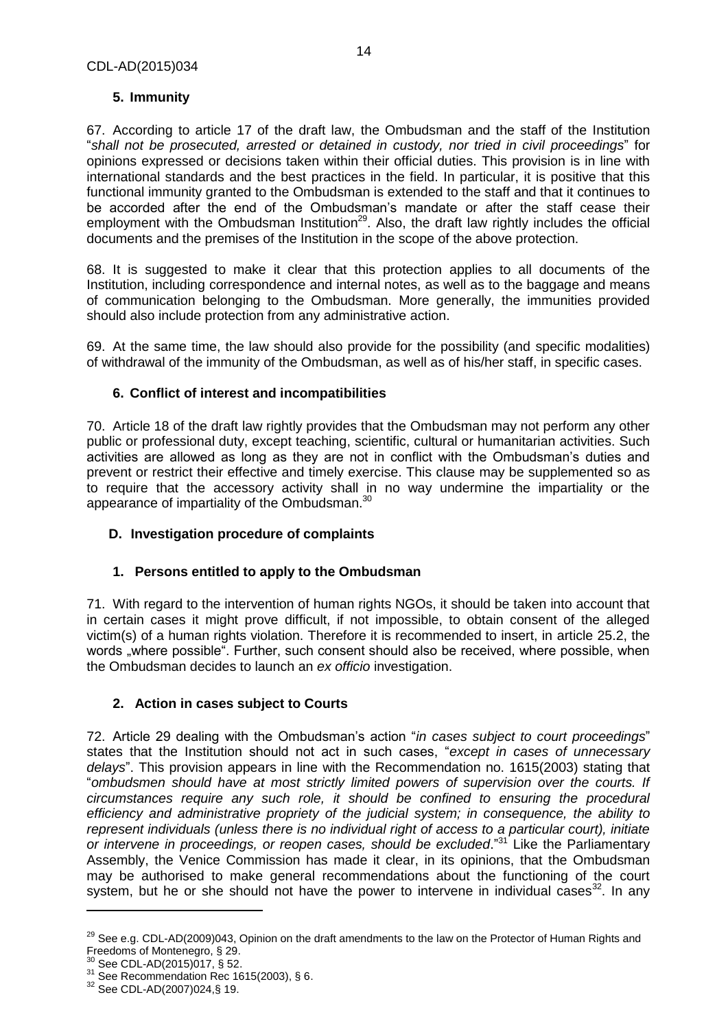### 5. Immunity

67. According to article 17 of the draft law, the Ombudsman and the staff of the Institution "*shall not be prosecuted, arrested or detained in custody, nor tried in civil proceedings*" for opinions expressed or decisions taken within their official duties. This provision is in line with international standards and the best practices in the field. In particular, it is positive that this functional immunity granted to the Ombudsman is extended to the staff and that it continues to be accorded after the end of the Ombudsman's mandate or after the staff cease their employment with the Ombudsman Institution[29]. Also, the draft law rightly includes the official documents and the premises of the Institution in the scope of the above protection.

68. It is suggested to make it clear that this protection applies to all documents of the Institution, including correspondence and internal notes, as well as to the baggage and means of communication belonging to the Ombudsman. More generally, the immunities provided should also include protection from any administrative action.

69. At the same time, the law should also provide for the possibility (and specific modalities) of withdrawal of the immunity of the Ombudsman, as well as of his/her staff, in specific cases.

### 6. Conflict of interest and incompatibilities

70. Article 18 of the draft law rightly provides that the Ombudsman may not perform any other public or professional duty, except teaching, scientific, cultural or humanitarian activities. Such activities are allowed as long as they are not in conflict with the Ombudsman's duties and prevent or restrict their effective and timely exercise. This clause may be supplemented so as to require that the accessory activity shall in no way undermine the impartiality or the appearance of impartiality of the Ombudsman.[30]

## D. Investigation procedure of complaints

### 1. Persons entitled to apply to the Ombudsman

71. With regard to the intervention of human rights NGOs, it should be taken into account that in certain cases it might prove difficult, if not impossible, to obtain consent of the alleged victim(s) of a human rights violation. Therefore it is recommended to insert, in article 25.2, the words „where possible". Further, such consent should also be received, where possible, when the Ombudsman decides to launch an *ex officio* investigation.

### 2. Action in cases subject to Courts

72. Article 29 dealing with the Ombudsman's action "*in cases subject to court proceedings*" states that the Institution should not act in such cases, "*except in cases of unnecessary delays*". This provision appears in line with the Recommendation no. 1615(2003) stating that "*ombudsmen should have at most strictly limited powers of supervision over the courts. If circumstances require any such role, it should be confined to ensuring the procedural efficiency and administrative propriety of the judicial system; in consequence, the ability to represent individuals (unless there is no individual right of access to a particular court), initiate or intervene in proceedings, or reopen cases, should be excluded*."[31] Like the Parliamentary Assembly, the Venice Commission has made it clear, in its opinions, that the Ombudsman may be authorised to make general recommendations about the functioning of the court system, but he or she should not have the power to intervene in individual cases[32]. In any

---

[29] See e.g. CDL-AD(2009)043, Opinion on the draft amendments to the law on the Protector of Human Rights and Freedoms of Montenegro, § 29.

[30] See CDL-AD(2015)017, § 52.

[31] See Recommendation Rec 1615(2003), § 6.

[32] See CDL-AD(2007)024,§ 19.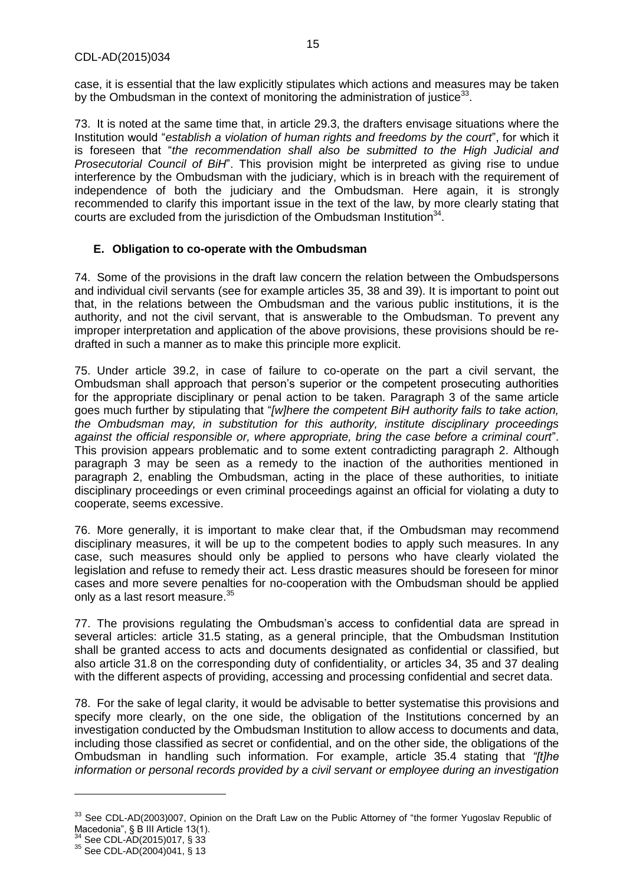case, it is essential that the law explicitly stipulates which actions and measures may be taken by the Ombudsman in the context of monitoring the administration of justice[33].

73. It is noted at the same time that, in article 29.3, the drafters envisage situations where the Institution would "*establish a violation of human rights and freedoms by the court*", for which it is foreseen that "*the recommendation shall also be submitted to the High Judicial and Prosecutorial Council of BiH*". This provision might be interpreted as giving rise to undue interference by the Ombudsman with the judiciary, which is in breach with the requirement of independence of both the judiciary and the Ombudsman. Here again, it is strongly recommended to clarify this important issue in the text of the law, by more clearly stating that courts are excluded from the jurisdiction of the Ombudsman Institution[34].

## E. Obligation to co-operate with the Ombudsman

74. Some of the provisions in the draft law concern the relation between the Ombudspersons and individual civil servants (see for example articles 35, 38 and 39). It is important to point out that, in the relations between the Ombudsman and the various public institutions, it is the authority, and not the civil servant, that is answerable to the Ombudsman. To prevent any improper interpretation and application of the above provisions, these provisions should be re-drafted in such a manner as to make this principle more explicit.

75. Under article 39.2, in case of failure to co-operate on the part a civil servant, the Ombudsman shall approach that person's superior or the competent prosecuting authorities for the appropriate disciplinary or penal action to be taken. Paragraph 3 of the same article goes much further by stipulating that "*[w]here the competent BiH authority fails to take action, the Ombudsman may, in substitution for this authority, institute disciplinary proceedings against the official responsible or, where appropriate, bring the case before a criminal court*". This provision appears problematic and to some extent contradicting paragraph 2. Although paragraph 3 may be seen as a remedy to the inaction of the authorities mentioned in paragraph 2, enabling the Ombudsman, acting in the place of these authorities, to initiate disciplinary proceedings or even criminal proceedings against an official for violating a duty to cooperate, seems excessive.

76. More generally, it is important to make clear that, if the Ombudsman may recommend disciplinary measures, it will be up to the competent bodies to apply such measures. In any case, such measures should only be applied to persons who have clearly violated the legislation and refuse to remedy their act. Less drastic measures should be foreseen for minor cases and more severe penalties for no-cooperation with the Ombudsman should be applied only as a last resort measure.[35]

77. The provisions regulating the Ombudsman's access to confidential data are spread in several articles: article 31.5 stating, as a general principle, that the Ombudsman Institution shall be granted access to acts and documents designated as confidential or classified, but also article 31.8 on the corresponding duty of confidentiality, or articles 34, 35 and 37 dealing with the different aspects of providing, accessing and processing confidential and secret data.

78. For the sake of legal clarity, it would be advisable to better systematise this provisions and specify more clearly, on the one side, the obligation of the Institutions concerned by an investigation conducted by the Ombudsman Institution to allow access to documents and data, including those classified as secret or confidential, and on the other side, the obligations of the Ombudsman in handling such information. For example, article 35.4 stating that *"[t]he information or personal records provided by a civil servant or employee during an investigation*

---

[33] See CDL-AD(2003)007, Opinion on the Draft Law on the Public Attorney of "the former Yugoslav Republic of Macedonia", § B III Article 13(1).

[34] See CDL-AD(2015)017, § 33

[35] See CDL-AD(2004)041, § 13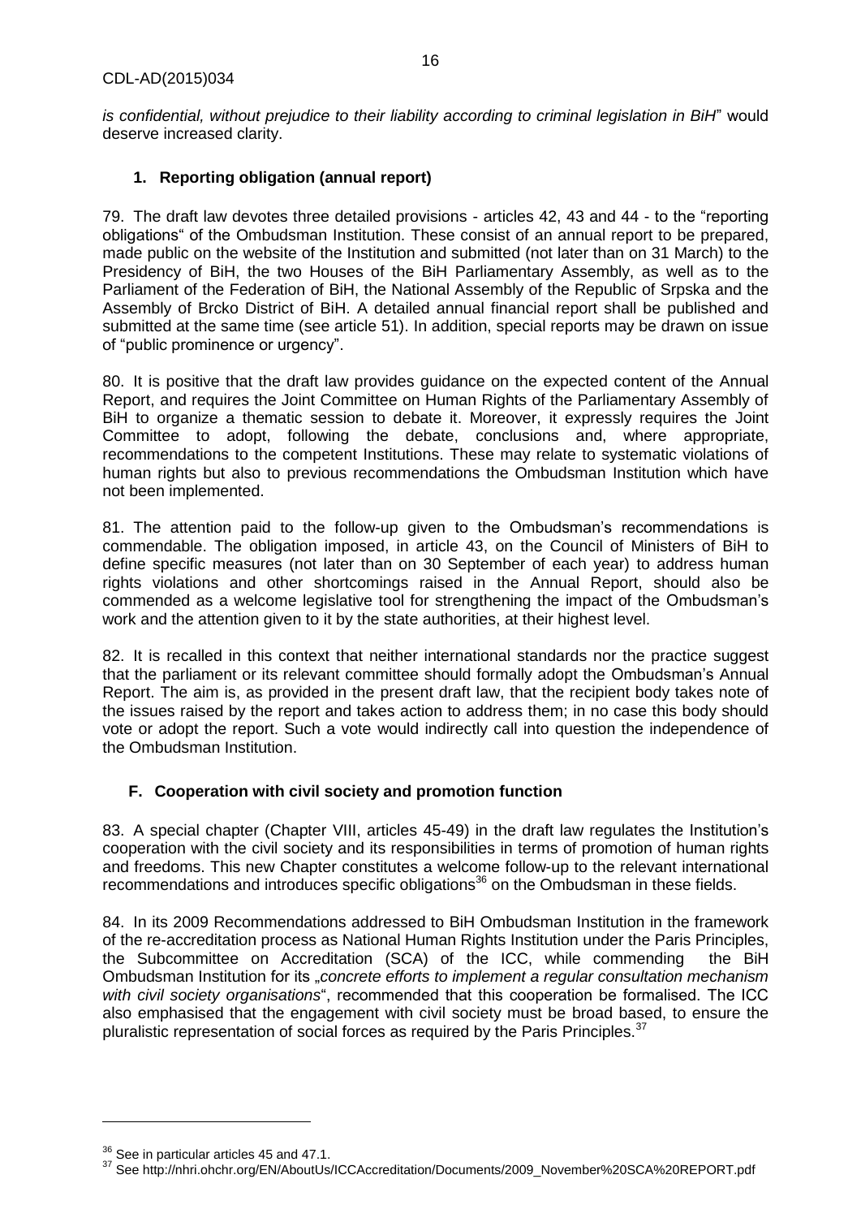*is confidential, without prejudice to their liability according to criminal legislation in BiH*" would deserve increased clarity.

### 1. Reporting obligation (annual report)

79. The draft law devotes three detailed provisions - articles 42, 43 and 44 - to the "reporting obligations" of the Ombudsman Institution. These consist of an annual report to be prepared, made public on the website of the Institution and submitted (not later than on 31 March) to the Presidency of BiH, the two Houses of the BiH Parliamentary Assembly, as well as to the Parliament of the Federation of BiH, the National Assembly of the Republic of Srpska and the Assembly of Brcko District of BiH. A detailed annual financial report shall be published and submitted at the same time (see article 51). In addition, special reports may be drawn on issue of "public prominence or urgency".

80. It is positive that the draft law provides guidance on the expected content of the Annual Report, and requires the Joint Committee on Human Rights of the Parliamentary Assembly of BiH to organize a thematic session to debate it. Moreover, it expressly requires the Joint Committee to adopt, following the debate, conclusions and, where appropriate, recommendations to the competent Institutions. These may relate to systematic violations of human rights but also to previous recommendations the Ombudsman Institution which have not been implemented.

81. The attention paid to the follow-up given to the Ombudsman's recommendations is commendable. The obligation imposed, in article 43, on the Council of Ministers of BiH to define specific measures (not later than on 30 September of each year) to address human rights violations and other shortcomings raised in the Annual Report, should also be commended as a welcome legislative tool for strengthening the impact of the Ombudsman's work and the attention given to it by the state authorities, at their highest level.

82. It is recalled in this context that neither international standards nor the practice suggest that the parliament or its relevant committee should formally adopt the Ombudsman's Annual Report. The aim is, as provided in the present draft law, that the recipient body takes note of the issues raised by the report and takes action to address them; in no case this body should vote or adopt the report. Such a vote would indirectly call into question the independence of the Ombudsman Institution.

## F. Cooperation with civil society and promotion function

83. A special chapter (Chapter VIII, articles 45-49) in the draft law regulates the Institution's cooperation with the civil society and its responsibilities in terms of promotion of human rights and freedoms. This new Chapter constitutes a welcome follow-up to the relevant international recommendations and introduces specific obligations[36] on the Ombudsman in these fields.

84. In its 2009 Recommendations addressed to BiH Ombudsman Institution in the framework of the re-accreditation process as National Human Rights Institution under the Paris Principles, the Subcommittee on Accreditation (SCA) of the ICC, while commending the BiH Ombudsman Institution for its „*concrete efforts to implement a regular consultation mechanism with civil society organisations*", recommended that this cooperation be formalised. The ICC also emphasised that the engagement with civil society must be broad based, to ensure the pluralistic representation of social forces as required by the Paris Principles.[37]

---

[36] See in particular articles 45 and 47.1.

[37] See http://nhri.ohchr.org/EN/AboutUs/ICCAccreditation/Documents/2009_November%20SCA%20REPORT.pdf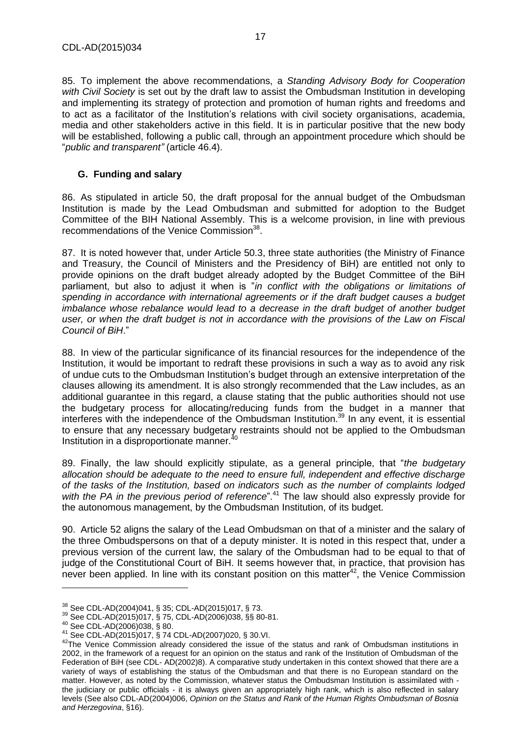85. To implement the above recommendations, a *Standing Advisory Body for Cooperation with Civil Society* is set out by the draft law to assist the Ombudsman Institution in developing and implementing its strategy of protection and promotion of human rights and freedoms and to act as a facilitator of the Institution's relations with civil society organisations, academia, media and other stakeholders active in this field. It is in particular positive that the new body will be established, following a public call, through an appointment procedure which should be "*public and transparent"* (article 46.4).

## G. Funding and salary

86. As stipulated in article 50, the draft proposal for the annual budget of the Ombudsman Institution is made by the Lead Ombudsman and submitted for adoption to the Budget Committee of the BIH National Assembly. This is a welcome provision, in line with previous recommendations of the Venice Commission[38].

87. It is noted however that, under Article 50.3, three state authorities (the Ministry of Finance and Treasury, the Council of Ministers and the Presidency of BiH) are entitled not only to provide opinions on the draft budget already adopted by the Budget Committee of the BiH parliament, but also to adjust it when is "*in conflict with the obligations or limitations of spending in accordance with international agreements or if the draft budget causes a budget imbalance whose rebalance would lead to a decrease in the draft budget of another budget user, or when the draft budget is not in accordance with the provisions of the Law on Fiscal Council of BiH*."

88. In view of the particular significance of its financial resources for the independence of the Institution, it would be important to redraft these provisions in such a way as to avoid any risk of undue cuts to the Ombudsman Institution's budget through an extensive interpretation of the clauses allowing its amendment. It is also strongly recommended that the Law includes, as an additional guarantee in this regard, a clause stating that the public authorities should not use the budgetary process for allocating/reducing funds from the budget in a manner that interferes with the independence of the Ombudsman Institution.[39] In any event, it is essential to ensure that any necessary budgetary restraints should not be applied to the Ombudsman Institution in a disproportionate manner.[40]

89. Finally, the law should explicitly stipulate, as a general principle, that "*the budgetary allocation should be adequate to the need to ensure full, independent and effective discharge of the tasks of the Institution, based on indicators such as the number of complaints lodged with the PA in the previous period of reference*".[41] The law should also expressly provide for the autonomous management, by the Ombudsman Institution, of its budget.

90. Article 52 aligns the salary of the Lead Ombudsman on that of a minister and the salary of the three Ombudspersons on that of a deputy minister. It is noted in this respect that, under a previous version of the current law, the salary of the Ombudsman had to be equal to that of judge of the Constitutional Court of BiH. It seems however that, in practice, that provision has never been applied. In line with its constant position on this matter[42], the Venice Commission

---

[38] See CDL-AD(2004)041, § 35; CDL-AD(2015)017, § 73.

[39] See CDL-AD(2015)017, § 75, CDL-AD(2006)038, §§ 80-81.

[40] See CDL-AD(2006)038, § 80.

[41] See CDL-AD(2015)017, § 74 CDL-AD(2007)020, § 30.VI.

[42] The Venice Commission already considered the issue of the status and rank of Ombudsman institutions in 2002, in the framework of a request for an opinion on the status and rank of the Institution of Ombudsman of the Federation of BiH (see CDL- AD(2002)8). A comparative study undertaken in this context showed that there are a variety of ways of establishing the status of the Ombudsman and that there is no European standard on the matter. However, as noted by the Commission, whatever status the Ombudsman Institution is assimilated with - the judiciary or public officials - it is always given an appropriately high rank, which is also reflected in salary levels (See also CDL-AD(2004)006, *Opinion on the Status and Rank of the Human Rights Ombudsman of Bosnia and Herzegovina*, §16).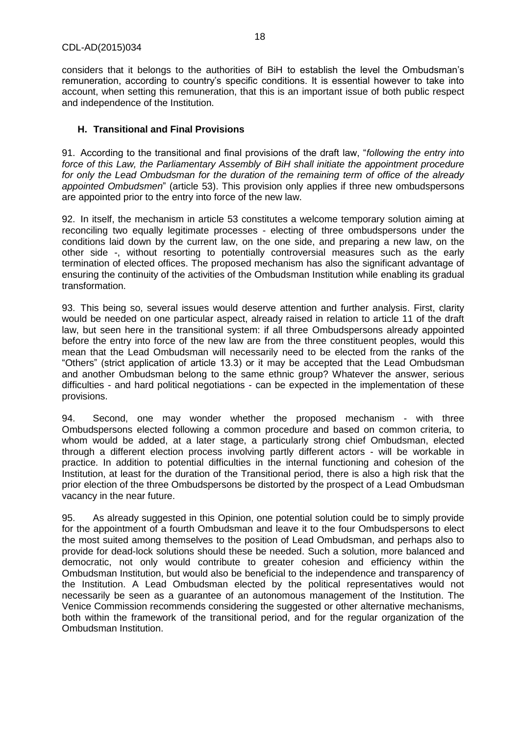considers that it belongs to the authorities of BiH to establish the level the Ombudsman's remuneration, according to country's specific conditions. It is essential however to take into account, when setting this remuneration, that this is an important issue of both public respect and independence of the Institution.

### H. Transitional and Final Provisions

91. According to the transitional and final provisions of the draft law, "*following the entry into force of this Law, the Parliamentary Assembly of BiH shall initiate the appointment procedure for only the Lead Ombudsman for the duration of the remaining term of office of the already appointed Ombudsmen*" (article 53). This provision only applies if three new ombudspersons are appointed prior to the entry into force of the new law.

92. In itself, the mechanism in article 53 constitutes a welcome temporary solution aiming at reconciling two equally legitimate processes - electing of three ombudspersons under the conditions laid down by the current law, on the one side, and preparing a new law, on the other side -, without resorting to potentially controversial measures such as the early termination of elected offices. The proposed mechanism has also the significant advantage of ensuring the continuity of the activities of the Ombudsman Institution while enabling its gradual transformation.

93. This being so, several issues would deserve attention and further analysis. First, clarity would be needed on one particular aspect, already raised in relation to article 11 of the draft law, but seen here in the transitional system: if all three Ombudspersons already appointed before the entry into force of the new law are from the three constituent peoples, would this mean that the Lead Ombudsman will necessarily need to be elected from the ranks of the "Others" (strict application of article 13.3) or it may be accepted that the Lead Ombudsman and another Ombudsman belong to the same ethnic group? Whatever the answer, serious difficulties - and hard political negotiations - can be expected in the implementation of these provisions.

94. Second, one may wonder whether the proposed mechanism - with three Ombudspersons elected following a common procedure and based on common criteria, to whom would be added, at a later stage, a particularly strong chief Ombudsman, elected through a different election process involving partly different actors - will be workable in practice. In addition to potential difficulties in the internal functioning and cohesion of the Institution, at least for the duration of the Transitional period, there is also a high risk that the prior election of the three Ombudspersons be distorted by the prospect of a Lead Ombudsman vacancy in the near future.

95. As already suggested in this Opinion, one potential solution could be to simply provide for the appointment of a fourth Ombudsman and leave it to the four Ombudspersons to elect the most suited among themselves to the position of Lead Ombudsman, and perhaps also to provide for dead-lock solutions should these be needed. Such a solution, more balanced and democratic, not only would contribute to greater cohesion and efficiency within the Ombudsman Institution, but would also be beneficial to the independence and transparency of the Institution. A Lead Ombudsman elected by the political representatives would not necessarily be seen as a guarantee of an autonomous management of the Institution. The Venice Commission recommends considering the suggested or other alternative mechanisms, both within the framework of the transitional period, and for the regular organization of the Ombudsman Institution.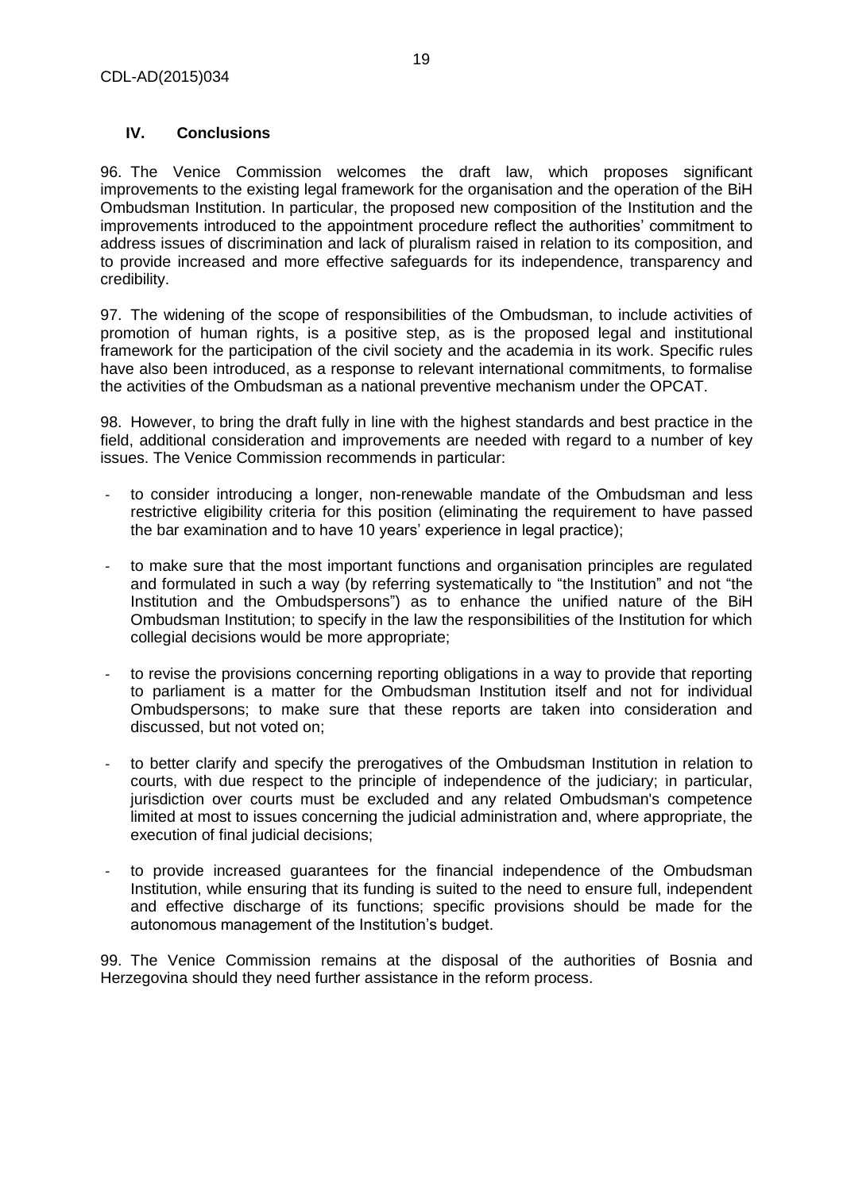## IV. Conclusions

96. The Venice Commission welcomes the draft law, which proposes significant improvements to the existing legal framework for the organisation and the operation of the BiH Ombudsman Institution. In particular, the proposed new composition of the Institution and the improvements introduced to the appointment procedure reflect the authorities' commitment to address issues of discrimination and lack of pluralism raised in relation to its composition, and to provide increased and more effective safeguards for its independence, transparency and credibility.

97. The widening of the scope of responsibilities of the Ombudsman, to include activities of promotion of human rights, is a positive step, as is the proposed legal and institutional framework for the participation of the civil society and the academia in its work. Specific rules have also been introduced, as a response to relevant international commitments, to formalise the activities of the Ombudsman as a national preventive mechanism under the OPCAT.

98. However, to bring the draft fully in line with the highest standards and best practice in the field, additional consideration and improvements are needed with regard to a number of key issues. The Venice Commission recommends in particular:

- to consider introducing a longer, non-renewable mandate of the Ombudsman and less restrictive eligibility criteria for this position (eliminating the requirement to have passed the bar examination and to have 10 years' experience in legal practice);
- to make sure that the most important functions and organisation principles are regulated and formulated in such a way (by referring systematically to "the Institution" and not "the Institution and the Ombudspersons") as to enhance the unified nature of the BiH Ombudsman Institution; to specify in the law the responsibilities of the Institution for which collegial decisions would be more appropriate;
- to revise the provisions concerning reporting obligations in a way to provide that reporting to parliament is a matter for the Ombudsman Institution itself and not for individual Ombudspersons; to make sure that these reports are taken into consideration and discussed, but not voted on;
- to better clarify and specify the prerogatives of the Ombudsman Institution in relation to courts, with due respect to the principle of independence of the judiciary; in particular, jurisdiction over courts must be excluded and any related Ombudsman's competence limited at most to issues concerning the judicial administration and, where appropriate, the execution of final judicial decisions;
- to provide increased guarantees for the financial independence of the Ombudsman Institution, while ensuring that its funding is suited to the need to ensure full, independent and effective discharge of its functions; specific provisions should be made for the autonomous management of the Institution's budget.

99. The Venice Commission remains at the disposal of the authorities of Bosnia and Herzegovina should they need further assistance in the reform process.